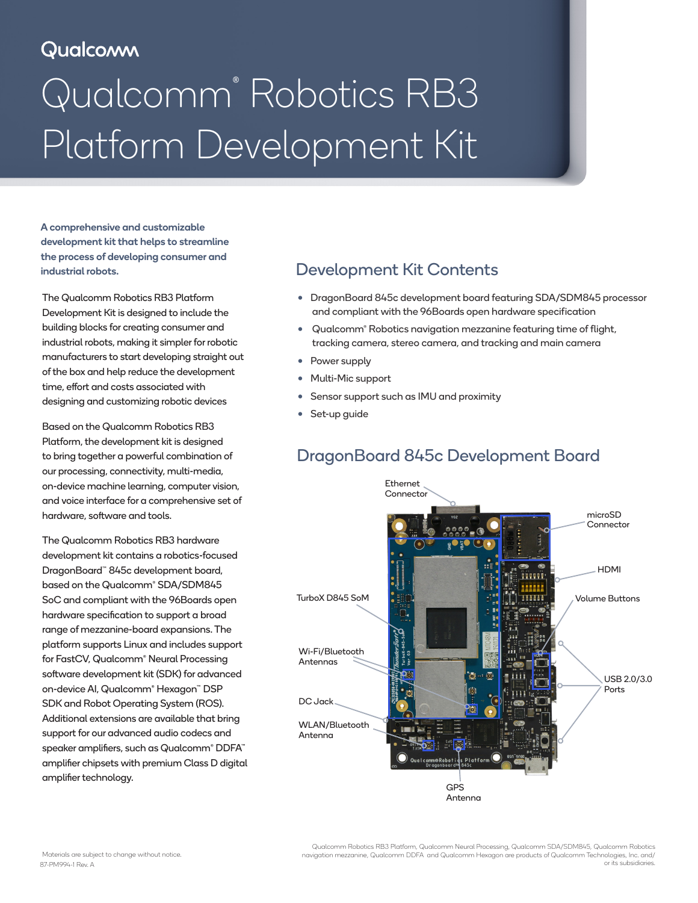Qualcomm

# Qualcomm® Robotics RB3 Platform Development Kit

**A comprehensive and customizable development kit that helps to streamline the process of developing consumer and industrial robots.**

The Qualcomm Robotics RB3 Platform Development Kit is designed to include the building blocks for creating consumer and industrial robots, making it simpler for robotic manufacturers to start developing straight out of the box and help reduce the development time, effort and costs associated with designing and customizing robotic devices

Based on the Qualcomm Robotics RB3 Platform, the development kit is designed to bring together a powerful combination of our processing, connectivity, multi-media, on-device machine learning, computer vision, and voice interface for a comprehensive set of hardware, software and tools.

The Qualcomm Robotics RB3 hardware development kit contains a robotics-focused DragonBoard™ 845c development board, based on the Qualcomm® SDA/SDM845 SoC and compliant with the 96Boards open hardware specification to support a broad range of mezzanine-board expansions. The platform supports Linux and includes support for FastCV, Qualcomm® Neural Processing software development kit (SDK) for advanced on-device AI, Qualcomm® Hexagon™ DSP SDK and Robot Operating System (ROS). Additional extensions are available that bring support for our advanced audio codecs and speaker amplifiers, such as Qualcomm® DDFA™ amplifier chipsets with premium Class D digital amplifier technology.

## Development Kit Contents

- DragonBoard 845c development board featuring SDA/SDM845 processor and compliant with the 96Boards open hardware specification
- Qualcomm® Robotics navigation mezzanine featuring time of flight, tracking camera, stereo camera, and tracking and main camera
- Power supply
- Multi-Mic support
- Sensor support such as IMU and proximity
- Set-up guide

## DragonBoard 845c Development Board

Ethernet Connector

microSD Connector

HDMI

TurboX D845 SoM

Volume Buttons

Wi-Fi/Bluetooth Antennas

USB 2.0/3.0 Ports

DC Jack

WLAN/Bluetooth Antenna

GPS Antenna

Materials are subject to change without notice.
87-PM994-1 Rev. A

Qualcomm Robotics RB3 Platform, Qualcomm Neural Processing, Qualcomm SDA/SDM845, Qualcomm Robotics navigation mezzanine, Qualcomm DDFA and Qualcomm Hexagon are products of Qualcomm Technologies, Inc. and/or its subsidiaries.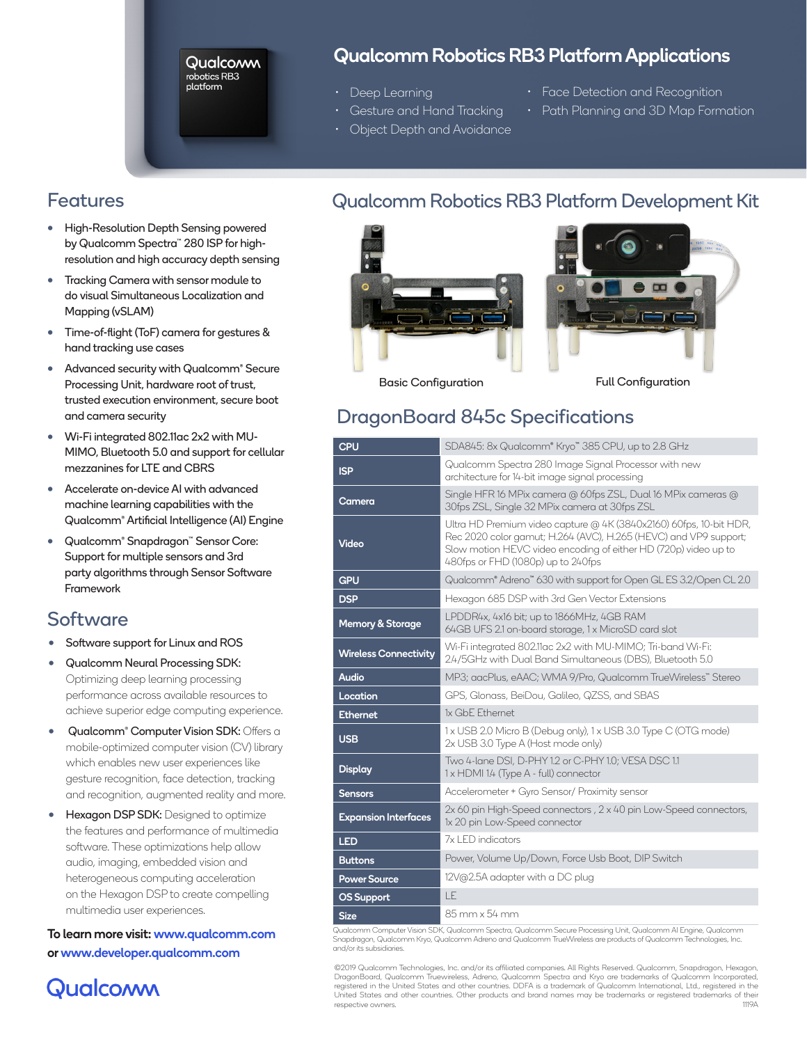Qualcomm robotics RB3 platform

## Qualcomm Robotics RB3 Platform Applications

- Deep Learning
- Gesture and Hand Tracking
- Object Depth and Avoidance
- Face Detection and Recognition
- Path Planning and 3D Map Formation

## Features

- High-Resolution Depth Sensing powered by Qualcomm Spectra™ 280 ISP for high-resolution and high accuracy depth sensing
- Tracking Camera with sensor module to do visual Simultaneous Localization and Mapping (vSLAM)
- Time-of-flight (ToF) camera for gestures & hand tracking use cases
- Advanced security with Qualcomm® Secure Processing Unit, hardware root of trust, trusted execution environment, secure boot and camera security
- Wi-Fi integrated 802.11ac 2x2 with MU-MIMO, Bluetooth 5.0 and support for cellular mezzanines for LTE and CBRS
- Accelerate on-device AI with advanced machine learning capabilities with the Qualcomm® Artificial Intelligence (AI) Engine
- Qualcomm® Snapdragon™ Sensor Core: Support for multiple sensors and 3rd party algorithms through Sensor Software Framework

## Software

- Software support for Linux and ROS
- **Qualcomm Neural Processing SDK:** Optimizing deep learning processing performance across available resources to achieve superior edge computing experience.
- **Qualcomm® Computer Vision SDK:** Offers a mobile-optimized computer vision (CV) library which enables new user experiences like gesture recognition, face detection, tracking and recognition, augmented reality and more.
- **Hexagon DSP SDK:** Designed to optimize the features and performance of multimedia software. These optimizations help allow audio, imaging, embedded vision and heterogeneous computing acceleration on the Hexagon DSP to create compelling multimedia user experiences.

**To learn more visit: www.qualcomm.com or www.developer.qualcomm.com**

Qualcomm

## Qualcomm Robotics RB3 Platform Development Kit

Basic Configuration

Full Configuration

## DragonBoard 845c Specifications

| | |
|---|---|
| **CPU** | SDA845: 8x Qualcomm® Kryo™ 385 CPU, up to 2.8 GHz |
| **ISP** | Qualcomm Spectra 280 Image Signal Processor with new architecture for 14-bit image signal processing |
| **Camera** | Single HFR 16 MPix camera @ 60fps ZSL, Dual 16 MPix cameras @ 30fps ZSL, Single 32 MPix camera at 30fps ZSL |
| **Video** | Ultra HD Premium video capture @ 4K (3840x2160) 60fps, 10-bit HDR, Rec 2020 color gamut; H.264 (AVC), H.265 (HEVC) and VP9 support; Slow motion HEVC video encoding of either HD (720p) video up to 480fps or FHD (1080p) up to 240fps |
| **GPU** | Qualcomm® Adreno™ 630 with support for Open GL ES 3.2/Open CL 2.0 |
| **DSP** | Hexagon 685 DSP with 3rd Gen Vector Extensions |
| **Memory & Storage** | LPDDR4x, 4x16 bit; up to 1866MHz, 4GB RAM<br>64GB UFS 2.1 on-board storage, 1 x MicroSD card slot |
| **Wireless Connectivity** | Wi-Fi integrated 802.11ac 2x2 with MU-MIMO; Tri-band Wi-Fi: 2.4/5GHz with Dual Band Simultaneous (DBS), Bluetooth 5.0 |
| **Audio** | MP3; aacPlus, eAAC; WMA 9/Pro, Qualcomm TrueWireless™ Stereo |
| **Location** | GPS, Glonass, BeiDou, Galileo, QZSS, and SBAS |
| **Ethernet** | 1x GbE Ethernet |
| **USB** | 1 x USB 2.0 Micro B (Debug only), 1 x USB 3.0 Type C (OTG mode)<br>2x USB 3.0 Type A (Host mode only) |
| **Display** | Two 4-lane DSI, D-PHY 1.2 or C-PHY 1.0; VESA DSC 1.1<br>1 x HDMI 1.4 (Type A - full) connector |
| **Sensors** | Accelerometer + Gyro Sensor/ Proximity sensor |
| **Expansion Interfaces** | 2x 60 pin High-Speed connectors , 2 x 40 pin Low-Speed connectors, 1x 20 pin Low-Speed connector |
| **LED** | 7x LED indicators |
| **Buttons** | Power, Volume Up/Down, Force Usb Boot, DIP Switch |
| **Power Source** | 12V@2.5A adapter with a DC plug |
| **OS Support** | LE |
| **Size** | 85 mm x 54 mm |

Qualcomm Computer Vision SDK, Qualcomm Spectra, Qualcomm Secure Processing Unit, Qualcomm AI Engine, Qualcomm Snapdragon, Qualcomm Kryo, Qualcomm Adreno and Qualcomm TrueWireless are products of Qualcomm Technologies, Inc. and/or its subsidiaries.

©2019 Qualcomm Technologies, Inc. and/or its affiliated companies. All Rights Reserved. Qualcomm, Snapdragon, Hexagon, DragonBoard, Qualcomm Truewireless, Adreno, Qualcomm Spectra and Kryo are trademarks of Qualcomm Incorporated, registered in the United States and other countries. DDFA is a trademark of Qualcomm International, Ltd., registered in the United States and other countries. Other products and brand names may be trademarks or registered trademarks of their respective owners.

1119A